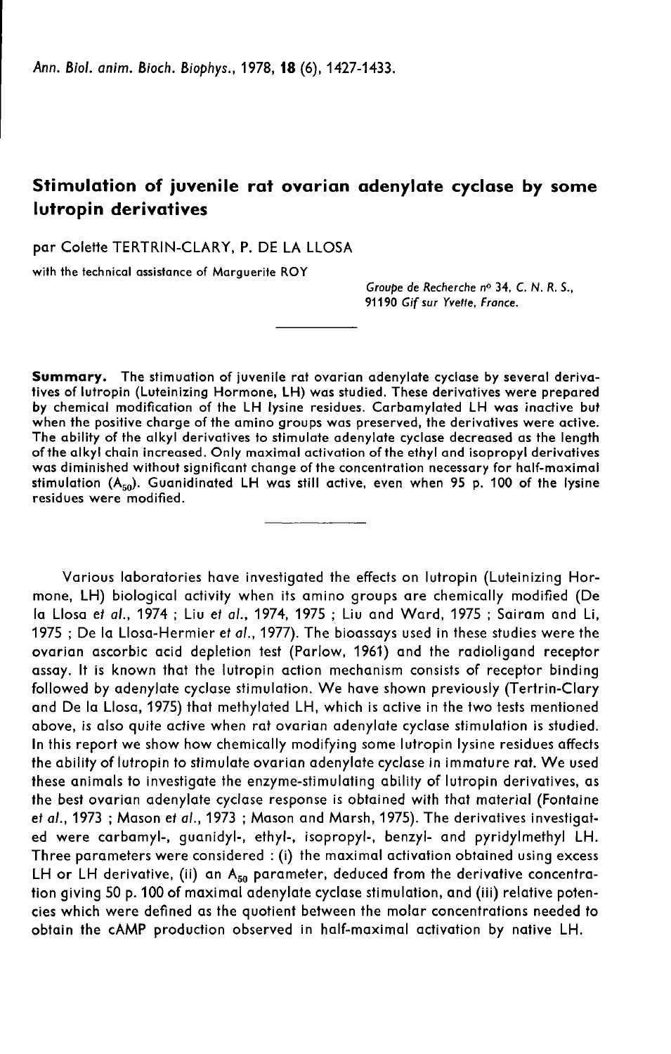# Stimulation of juvenile rat ovarian adenylate cyclase by some lutropin derivatives

par Colette TERTRIN-CLARY, P. DE LA LLOSA

with the technical assistance of Marguerite ROY

*Groupe de Recherche nº 34, C. N. R. S., 91190 Gif sur Yvette, France.*

**Summary.** The stimuation of juvenile rat ovarian adenylate cyclase by several derivatives of lutropin (Luteinizing Hormone, LH) was studied. These derivatives were prepared by chemical modification of the LH lysine residues. Carbamylated LH was inactive but when the positive charge of the amino groups was preserved, the derivatives were active. The ability of the alkyl derivatives to stimulate adenylate cyclase decreased as the length of the alkyl chain increased. Only maximal activation of the ethyl and isopropyl derivatives was diminished without significant change of the concentration necessary for half-maximal stimulation ($A_{50}$). Guanidinated LH was still active, even when 95 p. 100 of the lysine residues were modified.

Various laboratories have investigated the effects on lutropin (Luteinizing Hormone, LH) biological activity when its amino groups are chemically modified (De la Llosa *et al.*, 1974 ; Liu *et al.*, 1974, 1975 ; Liu and Ward, 1975 ; Sairam and Li, 1975 ; De la Llosa-Hermier *et al.*, 1977). The bioassays used in these studies were the ovarian ascorbic acid depletion test (Parlow, 1961) and the radioligand receptor assay. It is known that the lutropin action mechanism consists of receptor binding followed by adenylate cyclase stimulation. We have shown previously (Tertrin-Clary and De la Llosa, 1975) that methylated LH, which is active in the two tests mentioned above, is also quite active when rat ovarian adenylate cyclase stimulation is studied. In this report we show how chemically modifying some lutropin lysine residues affects the ability of lutropin to stimulate ovarian adenylate cyclase in immature rat. We used these animals to investigate the enzyme-stimulating ability of lutropin derivatives, as the best ovarian adenylate cyclase response is obtained with that material (Fontaine *et al.*, 1973 ; Mason *et al.*, 1973 ; Mason and Marsh, 1975). The derivatives investigated were carbamyl-, guanidyl-, ethyl-, isopropyl-, benzyl- and pyridylmethyl LH. Three parameters were considered : (i) the maximal activation obtained using excess LH or LH derivative, (ii) an $A_{50}$ parameter, deduced from the derivative concentration giving 50 p. 100 of maximal adenylate cyclase stimulation, and (iii) relative potencies which were defined as the quotient between the molar concentrations needed to obtain the cAMP production observed in half-maximal activation by native LH.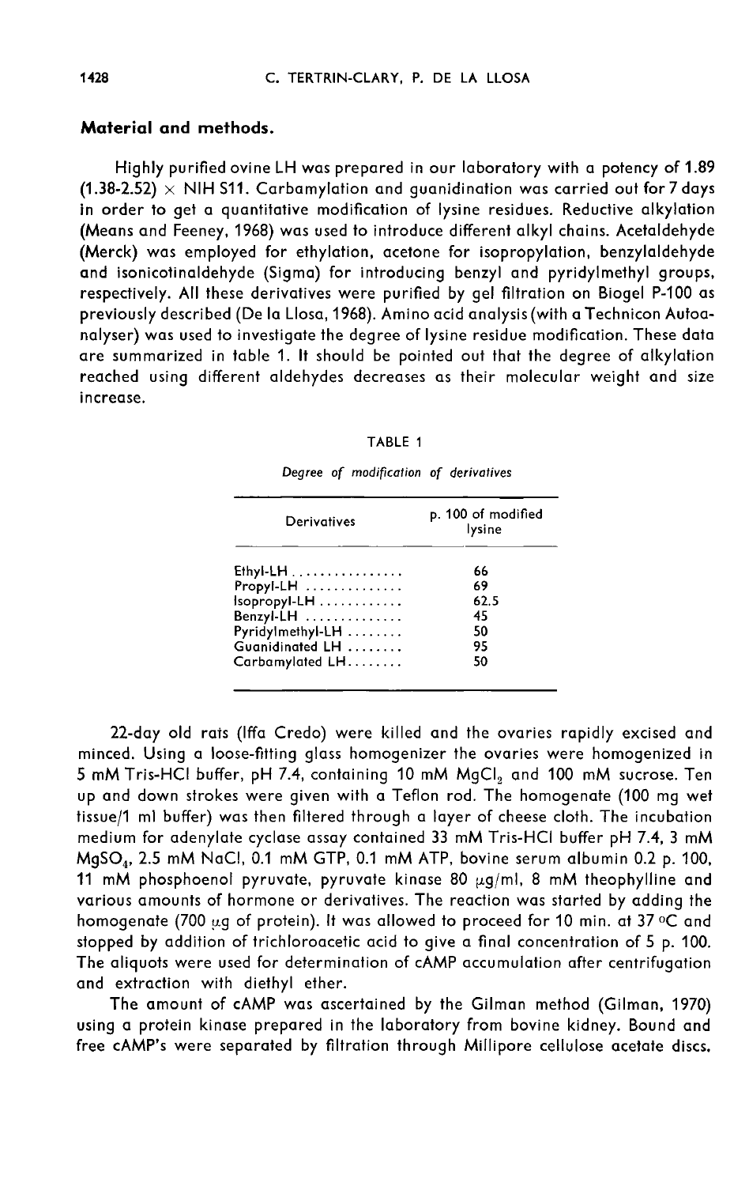## Material and methods.

Highly purified ovine LH was prepared in our laboratory with a potency of 1.89 (1.38-2.52) × NIH S11. Carbamylation and guanidination was carried out for 7 days in order to get a quantitative modification of lysine residues. Reductive alkylation (Means and Feeney, 1968) was used to introduce different alkyl chains. Acetaldehyde (Merck) was employed for ethylation, acetone for isopropylation, benzylaldehyde and isonicotinaldehyde (Sigma) for introducing benzyl and pyridylmethyl groups, respectively. All these derivatives were purified by gel filtration on Biogel P-100 as previously described (De la Llosa, 1968). Amino acid analysis (with a Technicon Autoanalyser) was used to investigate the degree of lysine residue modification. These data are summarized in table 1. It should be pointed out that the degree of alkylation reached using different aldehydes decreases as their molecular weight and size increase.

TABLE 1

*Degree of modification of derivatives*

| Derivatives | p. 100 of modified lysine |
|---|---|
| Ethyl-LH | 66 |
| Propyl-LH | 69 |
| Isopropyl-LH | 62.5 |
| Benzyl-LH | 45 |
| Pyridylmethyl-LH | 50 |
| Guanidinated LH | 95 |
| Carbamylated LH | 50 |

22-day old rats (Iffa Credo) were killed and the ovaries rapidly excised and minced. Using a loose-fitting glass homogenizer the ovaries were homogenized in 5 mM Tris-HCl buffer, pH 7.4, containing 10 mM $MgCl_2$ and 100 mM sucrose. Ten up and down strokes were given with a Teflon rod. The homogenate (100 mg wet tissue/1 ml buffer) was then filtered through a layer of cheese cloth. The incubation medium for adenylate cyclase assay contained 33 mM Tris-HCl buffer pH 7.4, 3 mM $MgSO_4$, 2.5 mM NaCl, 0.1 mM GTP, 0.1 mM ATP, bovine serum albumin 0.2 p. 100, 11 mM phosphoenol pyruvate, pyruvate kinase 80 μg/ml, 8 mM theophylline and various amounts of hormone or derivatives. The reaction was started by adding the homogenate (700 μg of protein). It was allowed to proceed for 10 min. at 37 °C and stopped by addition of trichloroacetic acid to give a final concentration of 5 p. 100. The aliquots were used for determination of cAMP accumulation after centrifugation and extraction with diethyl ether.

The amount of cAMP was ascertained by the Gilman method (Gilman, 1970) using a protein kinase prepared in the laboratory from bovine kidney. Bound and free cAMP's were separated by filtration through Millipore cellulose acetate discs.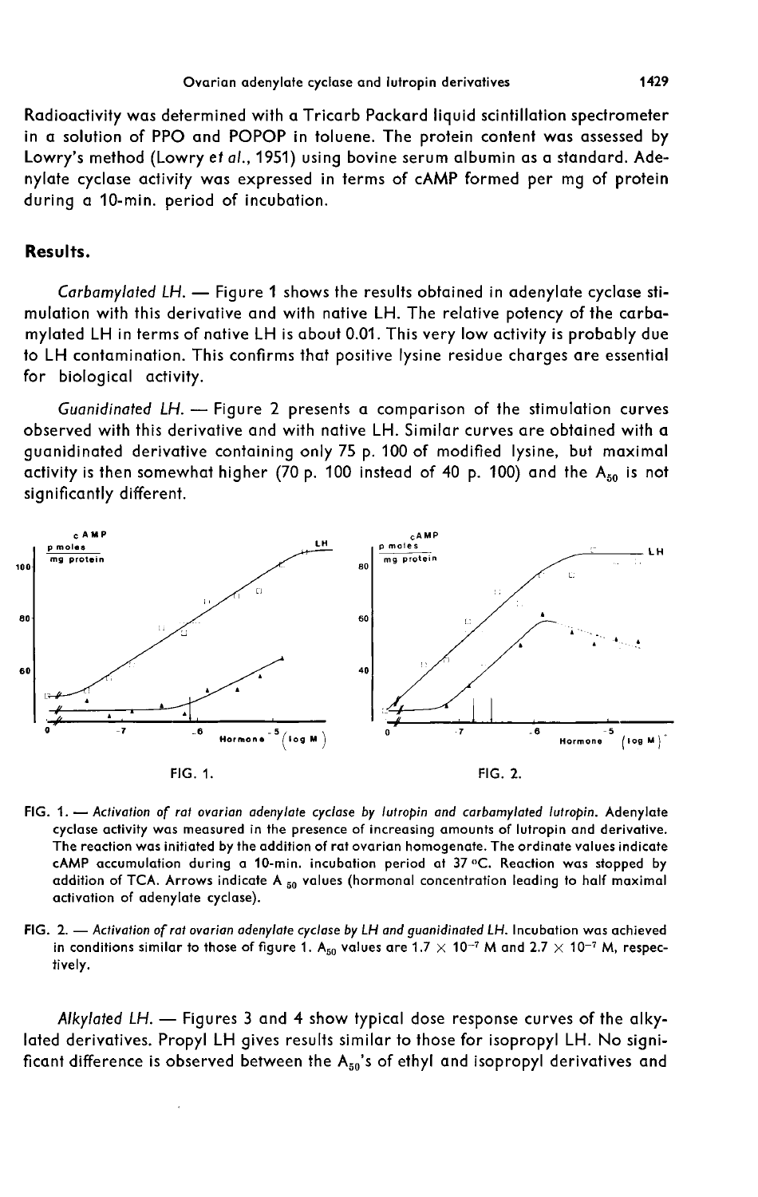Radioactivity was determined with a Tricarb Packard liquid scintillation spectrometer in a solution of PPO and POPOP in toluene. The protein content was assessed by Lowry's method (Lowry *et al.*, 1951) using bovine serum albumin as a standard. Adenylate cyclase activity was expressed in terms of cAMP formed per mg of protein during a 10-min. period of incubation.

## Results.

*Carbamylated LH.* — Figure 1 shows the results obtained in adenylate cyclase stimulation with this derivative and with native LH. The relative potency of the carbamylated LH in terms of native LH is about 0.01. This very low activity is probably due to LH contamination. This confirms that positive lysine residue charges are essential for biological activity.

*Guanidinated LH.* — Figure 2 presents a comparison of the stimulation curves observed with this derivative and with native LH. Similar curves are obtained with a guanidinated derivative containing only 75 p. 100 of modified lysine, but maximal activity is then somewhat higher (70 p. 100 instead of 40 p. 100) and the $A_{50}$ is not significantly different.

FIG. 1. — *Activation of rat ovarian adenylate cyclase by lutropin and carbamylated lutropin.* Adenylate cyclase activity was measured in the presence of increasing amounts of lutropin and derivative. The reaction was initiated by the addition of rat ovarian homogenate. The ordinate values indicate cAMP accumulation during a 10-min. incubation period at 37 °C. Reaction was stopped by addition of TCA. Arrows indicate $A_{50}$ values (hormonal concentration leading to half maximal activation of adenylate cyclase).

FIG. 2. — *Activation of rat ovarian adenylate cyclase by LH and guanidinated LH.* Incubation was achieved in conditions similar to those of figure 1. $A_{50}$ values are $1.7 \times 10^{-7}$ M and $2.7 \times 10^{-7}$ M, respectively.

*Alkylated LH.* — Figures 3 and 4 show typical dose response curves of the alkylated derivatives. Propyl LH gives results similar to those for isopropyl LH. No significant difference is observed between the $A_{50}$'s of ethyl and isopropyl derivatives and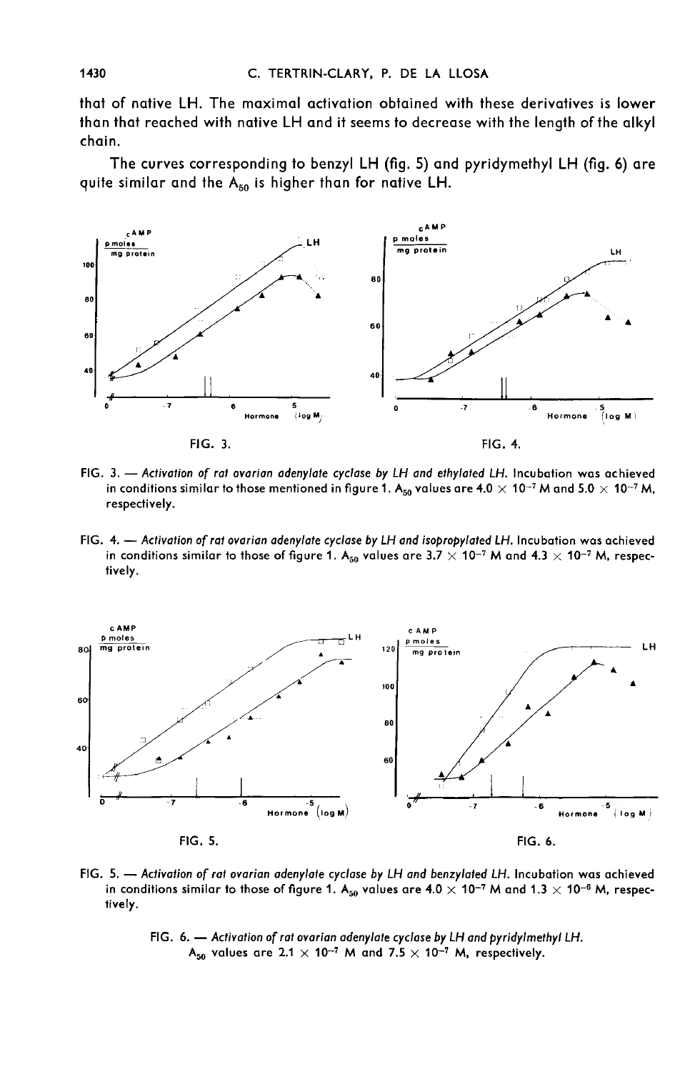that of native LH. The maximal activation obtained with these derivatives is lower than that reached with native LH and it seems to decrease with the length of the alkyl chain.

The curves corresponding to benzyl LH (fig. 5) and pyridymethyl LH (fig. 6) are quite similar and the $A_{50}$ is higher than for native LH.

FIG. 3.

FIG. 4.

FIG. 3. — *Activation of rat ovarian adenylate cyclase by LH and ethylated LH.* Incubation was achieved in conditions similar to those mentioned in figure 1. $A_{50}$ values are $4.0 \times 10^{-7}$ M and $5.0 \times 10^{-7}$ M, respectively.

FIG. 4. — *Activation of rat ovarian adenylate cyclase by LH and isopropylated LH.* Incubation was achieved in conditions similar to those of figure 1. $A_{50}$ values are $3.7 \times 10^{-7}$ M and $4.3 \times 10^{-7}$ M, respectively.

FIG. 5.

FIG. 6.

FIG. 5. — *Activation of rat ovarian adenylate cyclase by LH and benzylated LH.* Incubation was achieved in conditions similar to those of figure 1. $A_{50}$ values are $4.0 \times 10^{-7}$ M and $1.3 \times 10^{-6}$ M, respectively.

FIG. 6. — *Activation of rat ovarian adenylate cyclase by LH and pyridylmethyl LH.* $A_{50}$ values are $2.1 \times 10^{-7}$ M and $7.5 \times 10^{-7}$ M, respectively.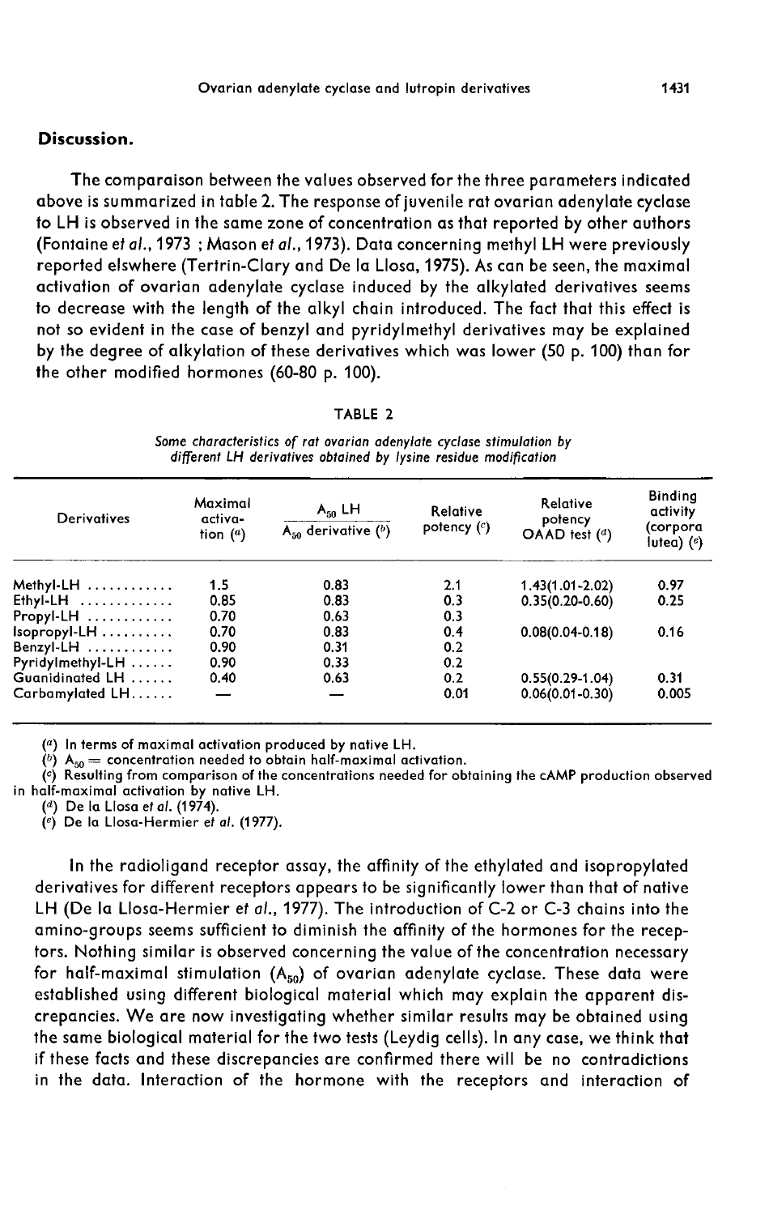## Discussion.

The comparaison between the values observed for the three parameters indicated above is summarized in table 2. The response of juvenile rat ovarian adenylate cyclase to LH is observed in the same zone of concentration as that reported by other authors (Fontaine *et al.*, 1973 ; Mason *et al.*, 1973). Data concerning methyl LH were previously reported elswhere (Tertrin-Clary and De la Llosa, 1975). As can be seen, the maximal activation of ovarian adenylate cyclase induced by the alkylated derivatives seems to decrease with the length of the alkyl chain introduced. The fact that this effect is not so evident in the case of benzyl and pyridylmethyl derivatives may be explained by the degree of alkylation of these derivatives which was lower (50 p. 100) than for the other modified hormones (60-80 p. 100).

TABLE 2

*Some characteristics of rat ovarian adenylate cyclase stimulation by different LH derivatives obtained by lysine residue modification*

| Derivatives | Maximal activation ([a]) | $A_{50}$ LH / $A_{50}$ derivative ([b]) | Relative potency ([c]) | Relative potency OAAD test ([d]) | Binding activity (corpora lutea) ([e]) |
|---|---|---|---|---|---|
| Methyl-LH | 1.5 | 0.83 | 2.1 | 1.43(1.01-2.02) | 0.97 |
| Ethyl-LH | 0.85 | 0.83 | 0.3 | 0.35(0.20-0.60) | 0.25 |
| Propyl-LH | 0.70 | 0.63 | 0.3 | | |
| Isopropyl-LH | 0.70 | 0.83 | 0.4 | 0.08(0.04-0.18) | 0.16 |
| Benzyl-LH | 0.90 | 0.31 | 0.2 | | |
| Pyridylmethyl-LH | 0.90 | 0.33 | 0.2 | | |
| Guanidinated LH | 0.40 | 0.63 | 0.2 | 0.55(0.29-1.04) | 0.31 |
| Carbamylated LH | — | — | 0.01 | 0.06(0.01-0.30) | 0.005 |

([a]) In terms of maximal activation produced by native LH.
([b]) $A_{50}$ = concentration needed to obtain half-maximal activation.
([c]) Resulting from comparison of the concentrations needed for obtaining the cAMP production observed in half-maximal activation by native LH.
([d]) De la Llosa *et al.* (1974).
([e]) De la Llosa-Hermier *et al.* (1977).

In the radioligand receptor assay, the affinity of the ethylated and isopropylated derivatives for different receptors appears to be significantly lower than that of native LH (De la Llosa-Hermier *et al.*, 1977). The introduction of C-2 or C-3 chains into the amino-groups seems sufficient to diminish the affinity of the hormones for the receptors. Nothing similar is observed concerning the value of the concentration necessary for half-maximal stimulation ($A_{50}$) of ovarian adenylate cyclase. These data were established using different biological material which may explain the apparent discrepancies. We are now investigating whether similar results may be obtained using the same biological material for the two tests (Leydig cells). In any case, we think that if these facts and these discrepancies are confirmed there will be no contradictions in the data. Interaction of the hormone with the receptors and interaction of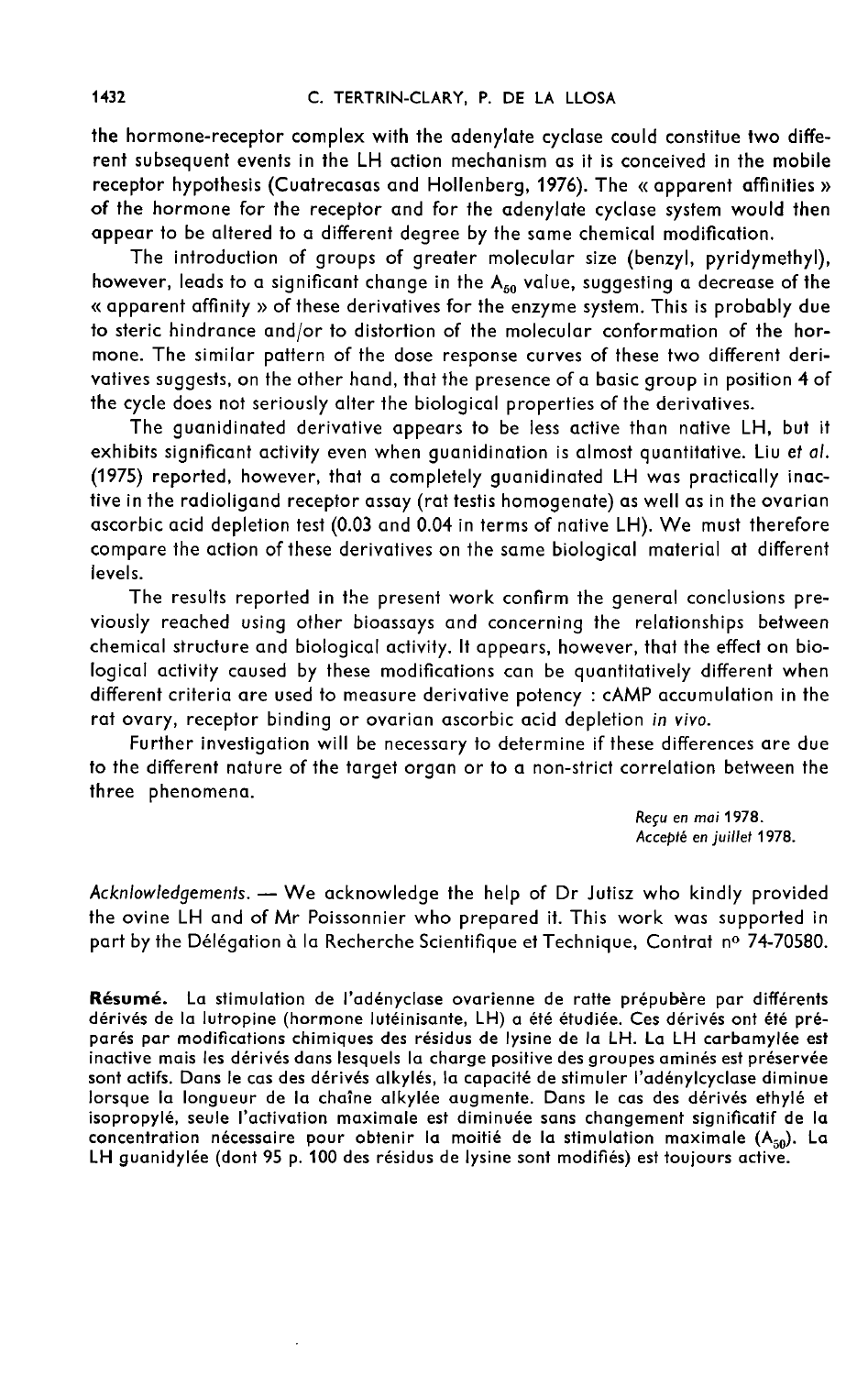the hormone-receptor complex with the adenylate cyclase could constitue two different subsequent events in the LH action mechanism as it is conceived in the mobile receptor hypothesis (Cuatrecasas and Hollenberg, 1976). The « apparent affinities » of the hormone for the receptor and for the adenylate cyclase system would then appear to be altered to a different degree by the same chemical modification.

The introduction of groups of greater molecular size (benzyl, pyridymethyl), however, leads to a significant change in the $A_{50}$ value, suggesting a decrease of the « apparent affinity » of these derivatives for the enzyme system. This is probably due to steric hindrance and/or to distortion of the molecular conformation of the hormone. The similar pattern of the dose response curves of these two different derivatives suggests, on the other hand, that the presence of a basic group in position 4 of the cycle does not seriously alter the biological properties of the derivatives.

The guanidinated derivative appears to be less active than native LH, but it exhibits significant activity even when guanidination is almost quantitative. Liu *et al.* (1975) reported, however, that a completely guanidinated LH was practically inactive in the radioligand receptor assay (rat testis homogenate) as well as in the ovarian ascorbic acid depletion test (0.03 and 0.04 in terms of native LH). We must therefore compare the action of these derivatives on the same biological material at different levels.

The results reported in the present work confirm the general conclusions previously reached using other bioassays and concerning the relationships between chemical structure and biological activity. It appears, however, that the effect on biological activity caused by these modifications can be quantitatively different when different criteria are used to measure derivative potency : cAMP accumulation in the rat ovary, receptor binding or ovarian ascorbic acid depletion *in vivo*.

Further investigation will be necessary to determine if these differences are due to the different nature of the target organ or to a non-strict correlation between the three phenomena.

*Reçu en mai 1978.*
*Accepté en juillet 1978.*

*Acknlowledgements.* — We acknowledge the help of Dr Jutisz who kindly provided the ovine LH and of Mr Poissonnier who prepared it. This work was supported in part by the Délégation à la Recherche Scientifique et Technique, Contrat n° 74-70580.

**Résumé.** La stimulation de l'adényclase ovarienne de ratte prépubère par différents dérivés de la lutropine (hormone lutéinisante, LH) a été étudiée. Ces dérivés ont été préparés par modifications chimiques des résidus de lysine de la LH. La LH carbamylée est inactive mais les dérivés dans lesquels la charge positive des groupes aminés est préservée sont actifs. Dans le cas des dérivés alkylés, la capacité de stimuler l'adénylcyclase diminue lorsque la longueur de la chaîne alkylée augmente. Dans le cas des dérivés ethylé et isopropylé, seule l'activation maximale est diminuée sans changement significatif de la concentration nécessaire pour obtenir la moitié de la stimulation maximale ($A_{50}$). La LH guanidylée (dont 95 p. 100 des résidus de lysine sont modifiés) est toujours active.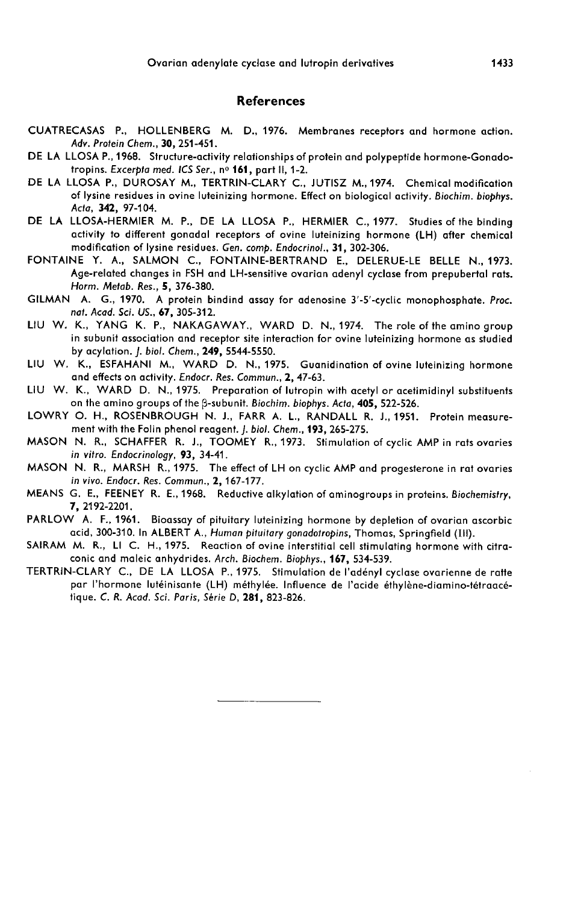## References

CUATRECASAS P., HOLLENBERG M. D., 1976. Membranes receptors and hormone action. *Adv. Protein Chem.*, **30**, 251-451.

DE LA LLOSA P., 1968. Structure-activity relationships of protein and polypeptide hormone-Gonadotropins. *Excerpta med. ICS Ser.*, n° **161**, part II, 1-2.

DE LA LLOSA P., DUROSAY M., TERTRIN-CLARY C., JUTISZ M., 1974. Chemical modification of lysine residues in ovine luteinizing hormone. Effect on biological activity. *Biochim. biophys. Acta*, **342**, 97-104.

DE LA LLOSA-HERMIER M. P., DE LA LLOSA P., HERMIER C., 1977. Studies of the binding activity to different gonadal receptors of ovine luteinizing hormone (LH) after chemical modification of lysine residues. *Gen. comp. Endocrinol.*, **31**, 302-306.

FONTAINE Y. A., SALMON C., FONTAINE-BERTRAND E., DELERUE-LE BELLE N., 1973. Age-related changes in FSH and LH-sensitive ovarian adenyl cyclase from prepubertal rats. *Horm. Metab. Res.*, **5**, 376-380.

GILMAN A. G., 1970. A protein bindind assay for adenosine 3'-5'-cyclic monophosphate. *Proc. nat. Acad. Sci. US.*, **67**, 305-312.

LIU W. K., YANG K. P., NAKAGAWAY., WARD D. N., 1974. The role of the amino group in subunit association and receptor site interaction for ovine luteinizing hormone as studied by acylation. *J. biol. Chem.*, **249**, 5544-5550.

LIU W. K., ESFAHANI M., WARD D. N., 1975. Guanidination of ovine luteinizing hormone and effects on activity. *Endocr. Res. Commun.*, **2**, 47-63.

LIU W. K., WARD D. N., 1975. Preparation of lutropin with acetyl or acetimidinyl substituents on the amino groups of the β-subunit. *Biochim. biophys. Acta*, **405**, 522-526.

LOWRY O. H., ROSENBROUGH N. J., FARR A. L., RANDALL R. J., 1951. Protein measurement with the Folin phenol reagent. *J. biol. Chem.*, **193**, 265-275.

MASON N. R., SCHAFFER R. J., TOOMEY R., 1973. Stimulation of cyclic AMP in rats ovaries *in vitro*. *Endocrinology*, **93**, 34-41.

MASON N. R., MARSH R., 1975. The effect of LH on cyclic AMP and progesterone in rat ovaries *in vivo*. *Endocr. Res. Commun.*, **2**, 167-177.

MEANS G. E., FEENEY R. E., 1968. Reductive alkylation of aminogroups in proteins. *Biochemistry*, **7**, 2192-2201.

PARLOW A. F., 1961. Bioassay of pituitary luteinizing hormone by depletion of ovarian ascorbic acid, 300-310. In ALBERT A., *Human pituitary gonadotropins*, Thomas, Springfield (Ill).

SAIRAM M. R., LI C. H., 1975. Reaction of ovine interstitial cell stimulating hormone with citraconic and maleic anhydrides. *Arch. Biochem. Biophys.*, **167**, 534-539.

TERTRIN-CLARY C., DE LA LLOSA P., 1975. Stimulation de l'adényl cyclase ovarienne de ratte par l'hormone lutéinisante (LH) méthylée. Influence de l'acide éthylène-diamino-tétraacétique. *C. R. Acad. Sci. Paris*, Série D, **281**, 823-826.